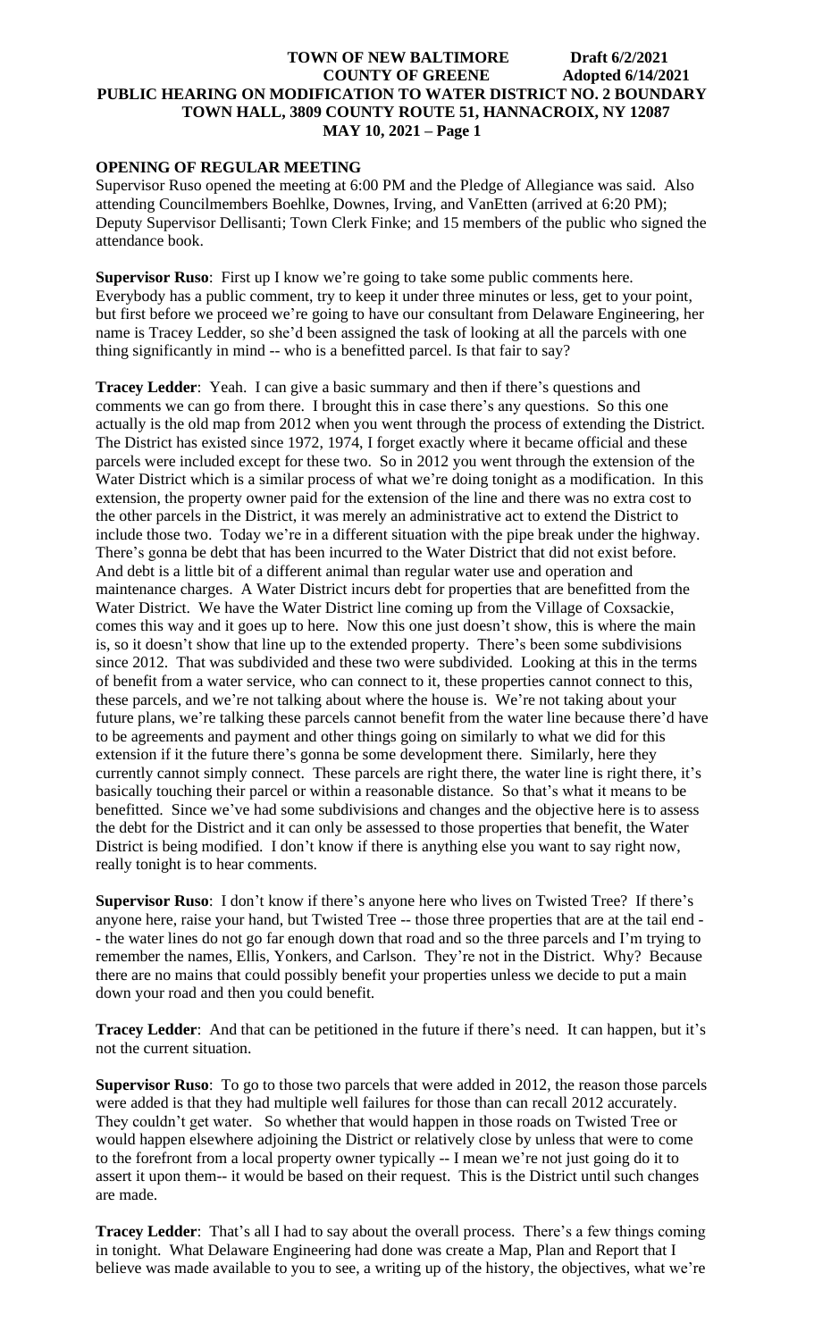**TOWN OF NEW BALTIMORE Draft 6/2/2021**
**COUNTY OF GREENE Adopted 6/14/2021**
**PUBLIC HEARING ON MODIFICATION TO WATER DISTRICT NO. 2 BOUNDARY**
**TOWN HALL, 3809 COUNTY ROUTE 51, HANNACROIX, NY 12087**
**MAY 10, 2021 – Page 1**

## OPENING OF REGULAR MEETING

Supervisor Ruso opened the meeting at 6:00 PM and the Pledge of Allegiance was said. Also attending Councilmembers Boehlke, Downes, Irving, and VanEtten (arrived at 6:20 PM); Deputy Supervisor Dellisanti; Town Clerk Finke; and 15 members of the public who signed the attendance book.

**Supervisor Ruso**: First up I know we're going to take some public comments here. Everybody has a public comment, try to keep it under three minutes or less, get to your point, but first before we proceed we're going to have our consultant from Delaware Engineering, her name is Tracey Ledder, so she'd been assigned the task of looking at all the parcels with one thing significantly in mind -- who is a benefitted parcel. Is that fair to say?

**Tracey Ledder**: Yeah. I can give a basic summary and then if there's questions and comments we can go from there. I brought this in case there's any questions. So this one actually is the old map from 2012 when you went through the process of extending the District. The District has existed since 1972, 1974, I forget exactly where it became official and these parcels were included except for these two. So in 2012 you went through the extension of the Water District which is a similar process of what we're doing tonight as a modification. In this extension, the property owner paid for the extension of the line and there was no extra cost to the other parcels in the District, it was merely an administrative act to extend the District to include those two. Today we're in a different situation with the pipe break under the highway. There's gonna be debt that has been incurred to the Water District that did not exist before. And debt is a little bit of a different animal than regular water use and operation and maintenance charges. A Water District incurs debt for properties that are benefitted from the Water District. We have the Water District line coming up from the Village of Coxsackie, comes this way and it goes up to here. Now this one just doesn't show, this is where the main is, so it doesn't show that line up to the extended property. There's been some subdivisions since 2012. That was subdivided and these two were subdivided. Looking at this in the terms of benefit from a water service, who can connect to it, these properties cannot connect to this, these parcels, and we're not talking about where the house is. We're not taking about your future plans, we're talking these parcels cannot benefit from the water line because there'd have to be agreements and payment and other things going on similarly to what we did for this extension if it the future there's gonna be some development there. Similarly, here they currently cannot simply connect. These parcels are right there, the water line is right there, it's basically touching their parcel or within a reasonable distance. So that's what it means to be benefitted. Since we've had some subdivisions and changes and the objective here is to assess the debt for the District and it can only be assessed to those properties that benefit, the Water District is being modified. I don't know if there is anything else you want to say right now, really tonight is to hear comments.

**Supervisor Ruso**: I don't know if there's anyone here who lives on Twisted Tree? If there's anyone here, raise your hand, but Twisted Tree -- those three properties that are at the tail end -- the water lines do not go far enough down that road and so the three parcels and I'm trying to remember the names, Ellis, Yonkers, and Carlson. They're not in the District. Why? Because there are no mains that could possibly benefit your properties unless we decide to put a main down your road and then you could benefit.

**Tracey Ledder**: And that can be petitioned in the future if there's need. It can happen, but it's not the current situation.

**Supervisor Ruso**: To go to those two parcels that were added in 2012, the reason those parcels were added is that they had multiple well failures for those than can recall 2012 accurately. They couldn't get water. So whether that would happen in those roads on Twisted Tree or would happen elsewhere adjoining the District or relatively close by unless that were to come to the forefront from a local property owner typically -- I mean we're not just going do it to assert it upon them-- it would be based on their request. This is the District until such changes are made.

**Tracey Ledder**: That's all I had to say about the overall process. There's a few things coming in tonight. What Delaware Engineering had done was create a Map, Plan and Report that I believe was made available to you to see, a writing up of the history, the objectives, what we're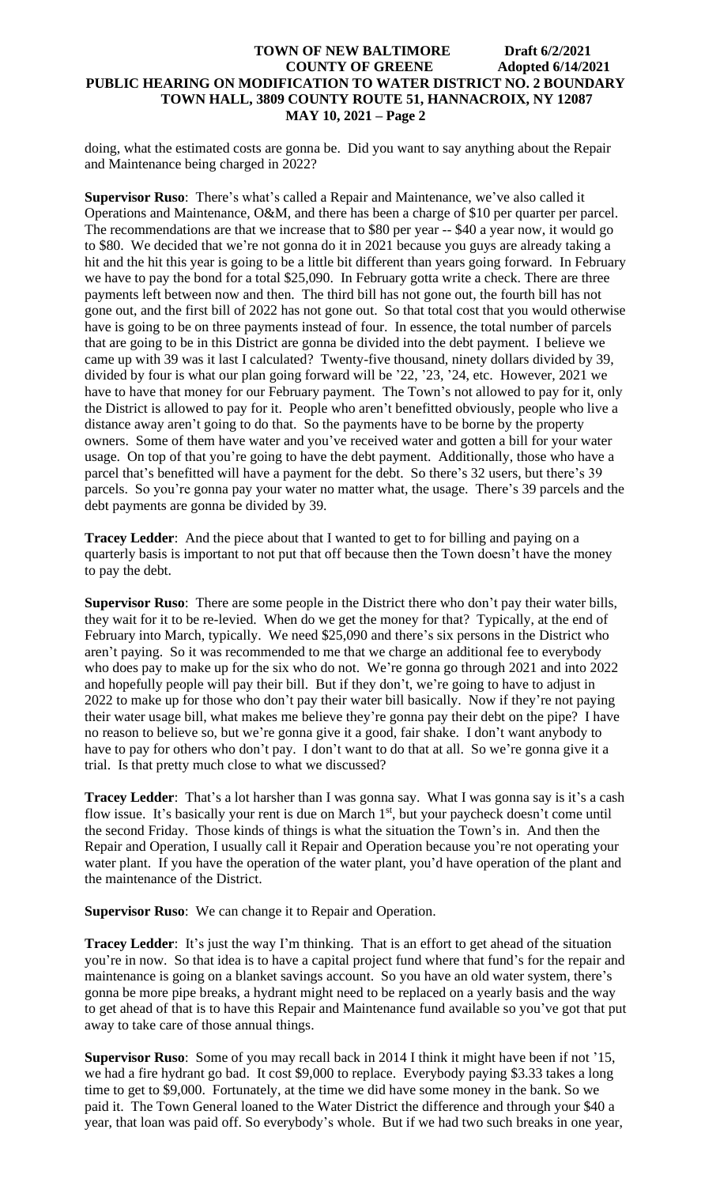doing, what the estimated costs are gonna be. Did you want to say anything about the Repair and Maintenance being charged in 2022?

**Supervisor Ruso**: There's what's called a Repair and Maintenance, we've also called it Operations and Maintenance, O&M, and there has been a charge of $10 per quarter per parcel. The recommendations are that we increase that to $80 per year -- $40 a year now, it would go to $80. We decided that we're not gonna do it in 2021 because you guys are already taking a hit and the hit this year is going to be a little bit different than years going forward. In February we have to pay the bond for a total $25,090. In February gotta write a check. There are three payments left between now and then. The third bill has not gone out, the fourth bill has not gone out, and the first bill of 2022 has not gone out. So that total cost that you would otherwise have is going to be on three payments instead of four. In essence, the total number of parcels that are going to be in this District are gonna be divided into the debt payment. I believe we came up with 39 was it last I calculated? Twenty-five thousand, ninety dollars divided by 39, divided by four is what our plan going forward will be '22, '23, '24, etc. However, 2021 we have to have that money for our February payment. The Town's not allowed to pay for it, only the District is allowed to pay for it. People who aren't benefitted obviously, people who live a distance away aren't going to do that. So the payments have to be borne by the property owners. Some of them have water and you've received water and gotten a bill for your water usage. On top of that you're going to have the debt payment. Additionally, those who have a parcel that's benefitted will have a payment for the debt. So there's 32 users, but there's 39 parcels. So you're gonna pay your water no matter what, the usage. There's 39 parcels and the debt payments are gonna be divided by 39.

**Tracey Ledder**: And the piece about that I wanted to get to for billing and paying on a quarterly basis is important to not put that off because then the Town doesn't have the money to pay the debt.

**Supervisor Ruso**: There are some people in the District there who don't pay their water bills, they wait for it to be re-levied. When do we get the money for that? Typically, at the end of February into March, typically. We need $25,090 and there's six persons in the District who aren't paying. So it was recommended to me that we charge an additional fee to everybody who does pay to make up for the six who do not. We're gonna go through 2021 and into 2022 and hopefully people will pay their bill. But if they don't, we're going to have to adjust in 2022 to make up for those who don't pay their water bill basically. Now if they're not paying their water usage bill, what makes me believe they're gonna pay their debt on the pipe? I have no reason to believe so, but we're gonna give it a good, fair shake. I don't want anybody to have to pay for others who don't pay. I don't want to do that at all. So we're gonna give it a trial. Is that pretty much close to what we discussed?

**Tracey Ledder**: That's a lot harsher than I was gonna say. What I was gonna say is it's a cash flow issue. It's basically your rent is due on March 1st, but your paycheck doesn't come until the second Friday. Those kinds of things is what the situation the Town's in. And then the Repair and Operation, I usually call it Repair and Operation because you're not operating your water plant. If you have the operation of the water plant, you'd have operation of the plant and the maintenance of the District.

**Supervisor Ruso**: We can change it to Repair and Operation.

**Tracey Ledder**: It's just the way I'm thinking. That is an effort to get ahead of the situation you're in now. So that idea is to have a capital project fund where that fund's for the repair and maintenance is going on a blanket savings account. So you have an old water system, there's gonna be more pipe breaks, a hydrant might need to be replaced on a yearly basis and the way to get ahead of that is to have this Repair and Maintenance fund available so you've got that put away to take care of those annual things.

**Supervisor Ruso**: Some of you may recall back in 2014 I think it might have been if not '15, we had a fire hydrant go bad. It cost $9,000 to replace. Everybody paying $3.33 takes a long time to get to $9,000. Fortunately, at the time we did have some money in the bank. So we paid it. The Town General loaned to the Water District the difference and through your $40 a year, that loan was paid off. So everybody's whole. But if we had two such breaks in one year,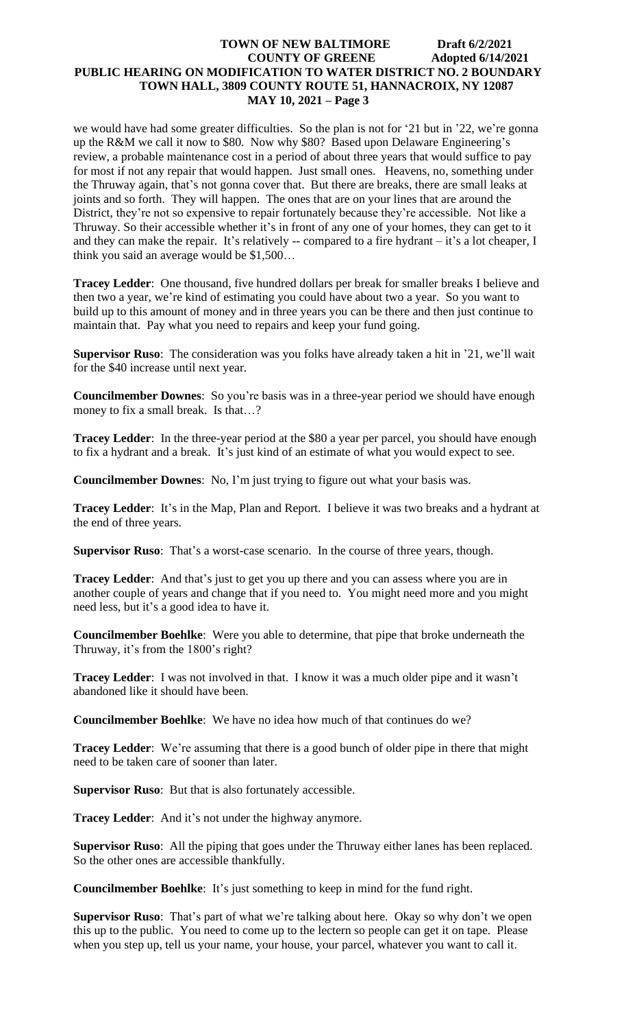we would have had some greater difficulties. So the plan is not for '21 but in '22, we're gonna up the R&M we call it now to $80. Now why $80? Based upon Delaware Engineering's review, a probable maintenance cost in a period of about three years that would suffice to pay for most if not any repair that would happen. Just small ones. Heavens, no, something under the Thruway again, that's not gonna cover that. But there are breaks, there are small leaks at joints and so forth. They will happen. The ones that are on your lines that are around the District, they're not so expensive to repair fortunately because they're accessible. Not like a Thruway. So their accessible whether it's in front of any one of your homes, they can get to it and they can make the repair. It's relatively -- compared to a fire hydrant – it's a lot cheaper, I think you said an average would be $1,500…

**Tracey Ledder**: One thousand, five hundred dollars per break for smaller breaks I believe and then two a year, we're kind of estimating you could have about two a year. So you want to build up to this amount of money and in three years you can be there and then just continue to maintain that. Pay what you need to repairs and keep your fund going.

**Supervisor Ruso**: The consideration was you folks have already taken a hit in '21, we'll wait for the $40 increase until next year.

**Councilmember Downes**: So you're basis was in a three-year period we should have enough money to fix a small break. Is that…?

**Tracey Ledder**: In the three-year period at the $80 a year per parcel, you should have enough to fix a hydrant and a break. It's just kind of an estimate of what you would expect to see.

**Councilmember Downes**: No, I'm just trying to figure out what your basis was.

**Tracey Ledder**: It's in the Map, Plan and Report. I believe it was two breaks and a hydrant at the end of three years.

**Supervisor Ruso**: That's a worst-case scenario. In the course of three years, though.

**Tracey Ledder**: And that's just to get you up there and you can assess where you are in another couple of years and change that if you need to. You might need more and you might need less, but it's a good idea to have it.

**Councilmember Boehlke**: Were you able to determine, that pipe that broke underneath the Thruway, it's from the 1800's right?

**Tracey Ledder**: I was not involved in that. I know it was a much older pipe and it wasn't abandoned like it should have been.

**Councilmember Boehlke**: We have no idea how much of that continues do we?

**Tracey Ledder**: We're assuming that there is a good bunch of older pipe in there that might need to be taken care of sooner than later.

**Supervisor Ruso**: But that is also fortunately accessible.

**Tracey Ledder**: And it's not under the highway anymore.

**Supervisor Ruso**: All the piping that goes under the Thruway either lanes has been replaced. So the other ones are accessible thankfully.

**Councilmember Boehlke**: It's just something to keep in mind for the fund right.

**Supervisor Ruso**: That's part of what we're talking about here. Okay so why don't we open this up to the public. You need to come up to the lectern so people can get it on tape. Please when you step up, tell us your name, your house, your parcel, whatever you want to call it.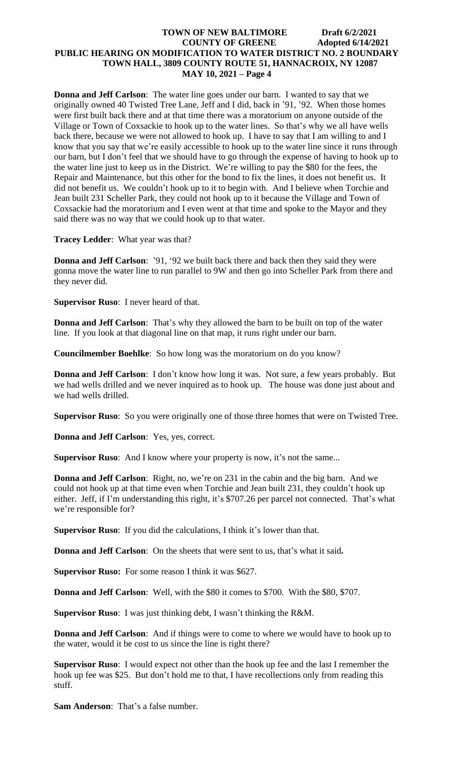**Donna and Jeff Carlson**: The water line goes under our barn. I wanted to say that we originally owned 40 Twisted Tree Lane, Jeff and I did, back in '91, '92. When those homes were first built back there and at that time there was a moratorium on anyone outside of the Village or Town of Coxsackie to hook up to the water lines. So that's why we all have wells back there, because we were not allowed to hook up. I have to say that I am willing to and I know that you say that we're easily accessible to hook up to the water line since it runs through our barn, but I don't feel that we should have to go through the expense of having to hook up to the water line just to keep us in the District. We're willing to pay the $80 for the fees, the Repair and Maintenance, but this other for the bond to fix the lines, it does not benefit us. It did not benefit us. We couldn't hook up to it to begin with. And I believe when Torchie and Jean built 231 Scheller Park, they could not hook up to it because the Village and Town of Coxsackie had the moratorium and I even went at that time and spoke to the Mayor and they said there was no way that we could hook up to that water.

**Tracey Ledder**: What year was that?

**Donna and Jeff Carlson**: '91, '92 we built back there and back then they said they were gonna move the water line to run parallel to 9W and then go into Scheller Park from there and they never did.

**Supervisor Ruso**: I never heard of that.

**Donna and Jeff Carlson**: That's why they allowed the barn to be built on top of the water line. If you look at that diagonal line on that map, it runs right under our barn.

**Councilmember Boehlke**: So how long was the moratorium on do you know?

**Donna and Jeff Carlson**: I don't know how long it was. Not sure, a few years probably. But we had wells drilled and we never inquired as to hook up. The house was done just about and we had wells drilled.

**Supervisor Ruso**: So you were originally one of those three homes that were on Twisted Tree.

**Donna and Jeff Carlson**: Yes, yes, correct.

**Supervisor Ruso**: And I know where your property is now, it's not the same...

**Donna and Jeff Carlson**: Right, no, we're on 231 in the cabin and the big barn. And we could not hook up at that time even when Torchie and Jean built 231, they couldn't hook up either. Jeff, if I'm understanding this right, it's $707.26 per parcel not connected. That's what we're responsible for?

**Supervisor Ruso**: If you did the calculations, I think it's lower than that.

**Donna and Jeff Carlson**: On the sheets that were sent to us, that's what it said**.**

**Supervisor Ruso:** For some reason I think it was $627.

**Donna and Jeff Carlson**: Well, with the $80 it comes to $700. With the $80, $707.

**Supervisor Ruso**: I was just thinking debt, I wasn't thinking the R&M.

**Donna and Jeff Carlson**: And if things were to come to where we would have to hook up to the water, would it be cost to us since the line is right there?

**Supervisor Ruso**: I would expect not other than the hook up fee and the last I remember the hook up fee was $25. But don't hold me to that, I have recollections only from reading this stuff.

**Sam Anderson**: That's a false number.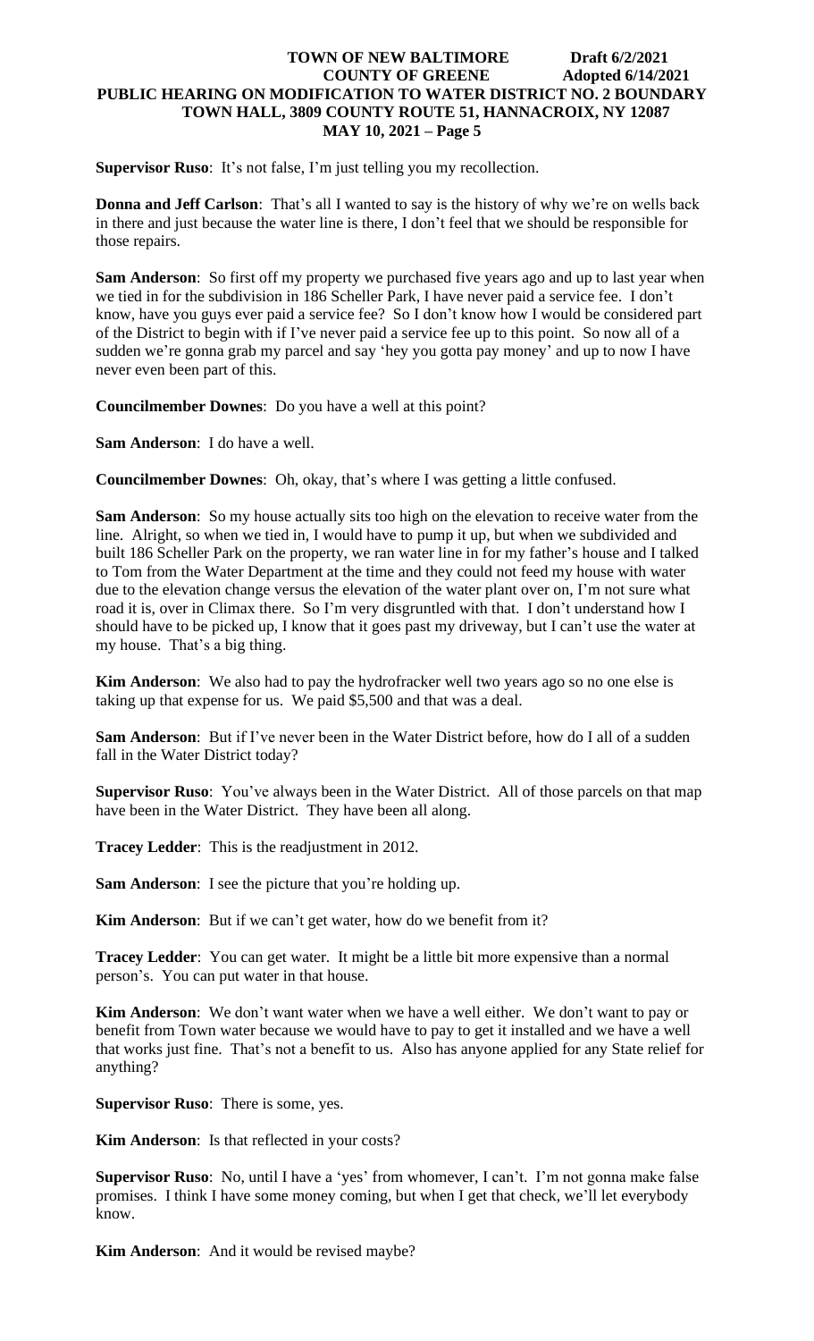**Supervisor Ruso**: It's not false, I'm just telling you my recollection.

**Donna and Jeff Carlson**: That's all I wanted to say is the history of why we're on wells back in there and just because the water line is there, I don't feel that we should be responsible for those repairs.

**Sam Anderson**: So first off my property we purchased five years ago and up to last year when we tied in for the subdivision in 186 Scheller Park, I have never paid a service fee. I don't know, have you guys ever paid a service fee? So I don't know how I would be considered part of the District to begin with if I've never paid a service fee up to this point. So now all of a sudden we're gonna grab my parcel and say 'hey you gotta pay money' and up to now I have never even been part of this.

**Councilmember Downes**: Do you have a well at this point?

**Sam Anderson**: I do have a well.

**Councilmember Downes**: Oh, okay, that's where I was getting a little confused.

**Sam Anderson**: So my house actually sits too high on the elevation to receive water from the line. Alright, so when we tied in, I would have to pump it up, but when we subdivided and built 186 Scheller Park on the property, we ran water line in for my father's house and I talked to Tom from the Water Department at the time and they could not feed my house with water due to the elevation change versus the elevation of the water plant over on, I'm not sure what road it is, over in Climax there. So I'm very disgruntled with that. I don't understand how I should have to be picked up, I know that it goes past my driveway, but I can't use the water at my house. That's a big thing.

**Kim Anderson**: We also had to pay the hydrofracker well two years ago so no one else is taking up that expense for us. We paid $5,500 and that was a deal.

**Sam Anderson**: But if I've never been in the Water District before, how do I all of a sudden fall in the Water District today?

**Supervisor Ruso**: You've always been in the Water District. All of those parcels on that map have been in the Water District. They have been all along.

**Tracey Ledder**: This is the readjustment in 2012.

**Sam Anderson**: I see the picture that you're holding up.

**Kim Anderson**: But if we can't get water, how do we benefit from it?

**Tracey Ledder**: You can get water. It might be a little bit more expensive than a normal person's. You can put water in that house.

**Kim Anderson**: We don't want water when we have a well either. We don't want to pay or benefit from Town water because we would have to pay to get it installed and we have a well that works just fine. That's not a benefit to us. Also has anyone applied for any State relief for anything?

**Supervisor Ruso**: There is some, yes.

**Kim Anderson**: Is that reflected in your costs?

**Supervisor Ruso**: No, until I have a 'yes' from whomever, I can't. I'm not gonna make false promises. I think I have some money coming, but when I get that check, we'll let everybody know.

**Kim Anderson**: And it would be revised maybe?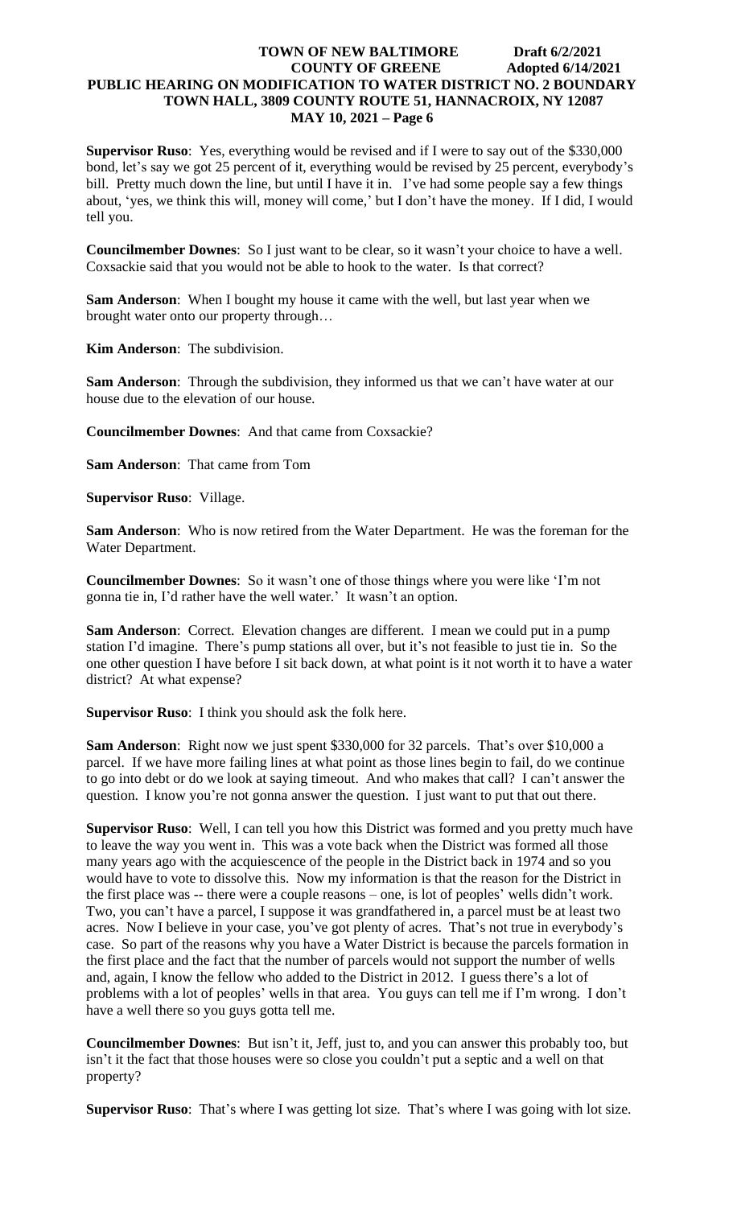**Supervisor Ruso**: Yes, everything would be revised and if I were to say out of the $330,000 bond, let's say we got 25 percent of it, everything would be revised by 25 percent, everybody's bill. Pretty much down the line, but until I have it in. I've had some people say a few things about, 'yes, we think this will, money will come,' but I don't have the money. If I did, I would tell you.

**Councilmember Downes**: So I just want to be clear, so it wasn't your choice to have a well. Coxsackie said that you would not be able to hook to the water. Is that correct?

**Sam Anderson**: When I bought my house it came with the well, but last year when we brought water onto our property through…

**Kim Anderson**: The subdivision.

**Sam Anderson**: Through the subdivision, they informed us that we can't have water at our house due to the elevation of our house.

**Councilmember Downes**: And that came from Coxsackie?

**Sam Anderson**: That came from Tom

**Supervisor Ruso**: Village.

**Sam Anderson**: Who is now retired from the Water Department. He was the foreman for the Water Department.

**Councilmember Downes**: So it wasn't one of those things where you were like 'I'm not gonna tie in, I'd rather have the well water.' It wasn't an option.

**Sam Anderson**: Correct. Elevation changes are different. I mean we could put in a pump station I'd imagine. There's pump stations all over, but it's not feasible to just tie in. So the one other question I have before I sit back down, at what point is it not worth it to have a water district? At what expense?

**Supervisor Ruso**: I think you should ask the folk here.

**Sam Anderson**: Right now we just spent $330,000 for 32 parcels. That's over $10,000 a parcel. If we have more failing lines at what point as those lines begin to fail, do we continue to go into debt or do we look at saying timeout. And who makes that call? I can't answer the question. I know you're not gonna answer the question. I just want to put that out there.

**Supervisor Ruso**: Well, I can tell you how this District was formed and you pretty much have to leave the way you went in. This was a vote back when the District was formed all those many years ago with the acquiescence of the people in the District back in 1974 and so you would have to vote to dissolve this. Now my information is that the reason for the District in the first place was -- there were a couple reasons – one, is lot of peoples' wells didn't work. Two, you can't have a parcel, I suppose it was grandfathered in, a parcel must be at least two acres. Now I believe in your case, you've got plenty of acres. That's not true in everybody's case. So part of the reasons why you have a Water District is because the parcels formation in the first place and the fact that the number of parcels would not support the number of wells and, again, I know the fellow who added to the District in 2012. I guess there's a lot of problems with a lot of peoples' wells in that area. You guys can tell me if I'm wrong. I don't have a well there so you guys gotta tell me.

**Councilmember Downes**: But isn't it, Jeff, just to, and you can answer this probably too, but isn't it the fact that those houses were so close you couldn't put a septic and a well on that property?

**Supervisor Ruso**: That's where I was getting lot size. That's where I was going with lot size.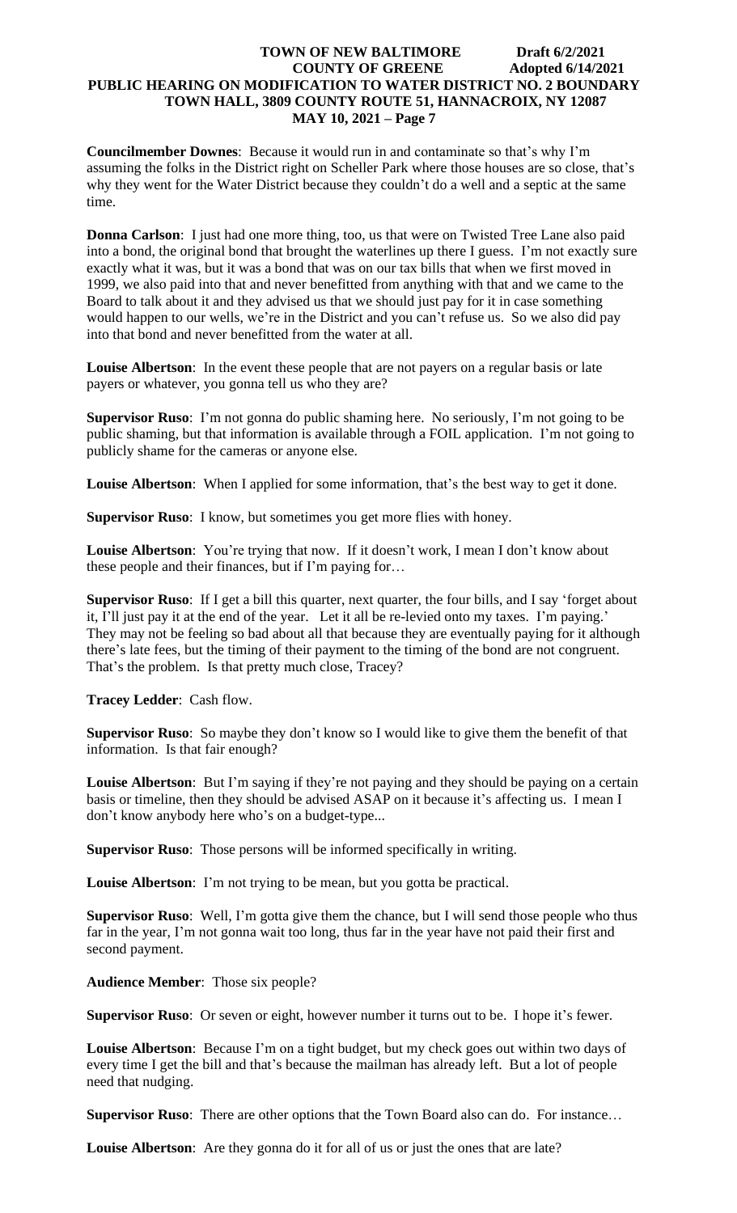**Councilmember Downes**: Because it would run in and contaminate so that's why I'm assuming the folks in the District right on Scheller Park where those houses are so close, that's why they went for the Water District because they couldn't do a well and a septic at the same time.

**Donna Carlson**: I just had one more thing, too, us that were on Twisted Tree Lane also paid into a bond, the original bond that brought the waterlines up there I guess. I'm not exactly sure exactly what it was, but it was a bond that was on our tax bills that when we first moved in 1999, we also paid into that and never benefitted from anything with that and we came to the Board to talk about it and they advised us that we should just pay for it in case something would happen to our wells, we're in the District and you can't refuse us. So we also did pay into that bond and never benefitted from the water at all.

**Louise Albertson**: In the event these people that are not payers on a regular basis or late payers or whatever, you gonna tell us who they are?

**Supervisor Ruso**: I'm not gonna do public shaming here. No seriously, I'm not going to be public shaming, but that information is available through a FOIL application. I'm not going to publicly shame for the cameras or anyone else.

**Louise Albertson**: When I applied for some information, that's the best way to get it done.

**Supervisor Ruso**: I know, but sometimes you get more flies with honey.

**Louise Albertson**: You're trying that now. If it doesn't work, I mean I don't know about these people and their finances, but if I'm paying for…

**Supervisor Ruso**: If I get a bill this quarter, next quarter, the four bills, and I say 'forget about it, I'll just pay it at the end of the year. Let it all be re-levied onto my taxes. I'm paying.' They may not be feeling so bad about all that because they are eventually paying for it although there's late fees, but the timing of their payment to the timing of the bond are not congruent. That's the problem. Is that pretty much close, Tracey?

**Tracey Ledder**: Cash flow.

**Supervisor Ruso**: So maybe they don't know so I would like to give them the benefit of that information. Is that fair enough?

**Louise Albertson**: But I'm saying if they're not paying and they should be paying on a certain basis or timeline, then they should be advised ASAP on it because it's affecting us. I mean I don't know anybody here who's on a budget-type...

**Supervisor Ruso**: Those persons will be informed specifically in writing.

**Louise Albertson**: I'm not trying to be mean, but you gotta be practical.

**Supervisor Ruso**: Well, I'm gotta give them the chance, but I will send those people who thus far in the year, I'm not gonna wait too long, thus far in the year have not paid their first and second payment.

**Audience Member**: Those six people?

**Supervisor Ruso**: Or seven or eight, however number it turns out to be. I hope it's fewer.

**Louise Albertson**: Because I'm on a tight budget, but my check goes out within two days of every time I get the bill and that's because the mailman has already left. But a lot of people need that nudging.

**Supervisor Ruso**: There are other options that the Town Board also can do. For instance…

**Louise Albertson**: Are they gonna do it for all of us or just the ones that are late?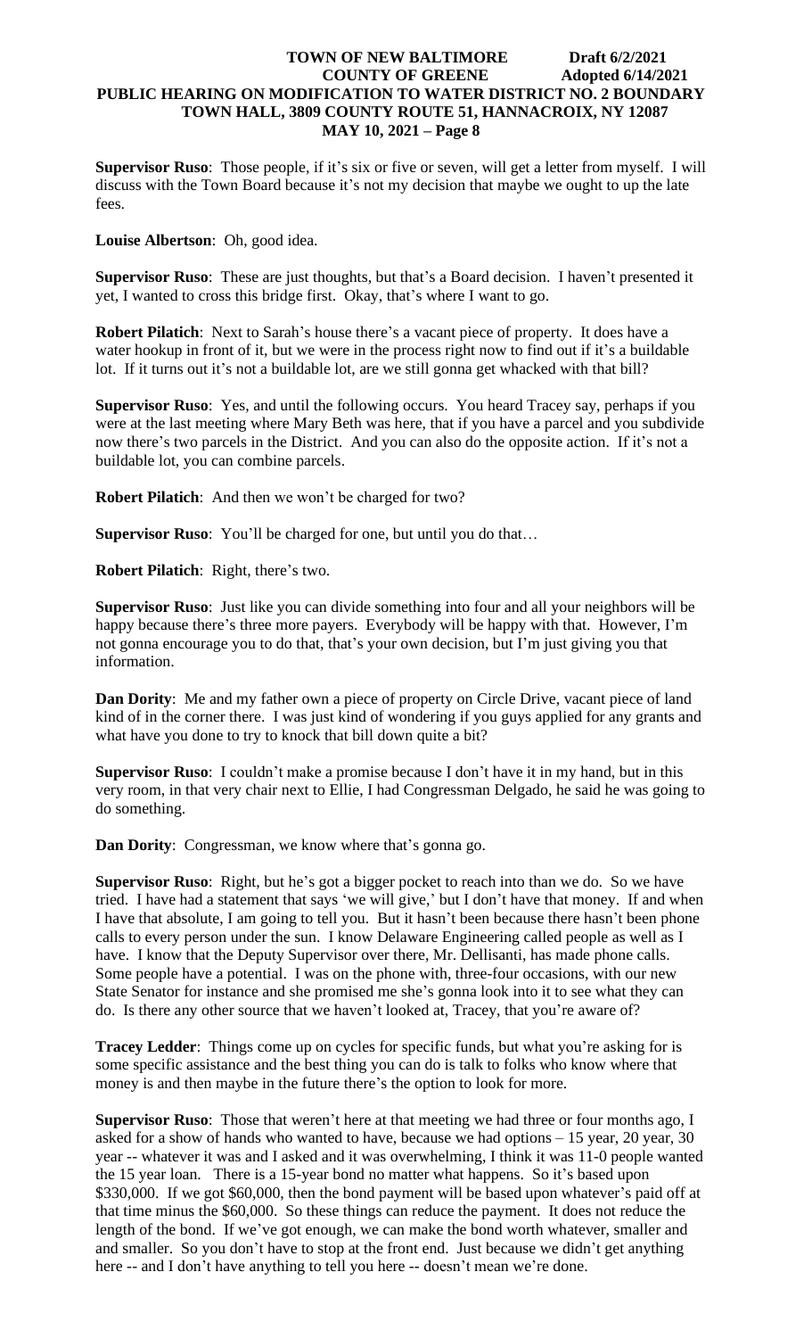**Supervisor Ruso**: Those people, if it's six or five or seven, will get a letter from myself. I will discuss with the Town Board because it's not my decision that maybe we ought to up the late fees.

**Louise Albertson**: Oh, good idea.

**Supervisor Ruso**: These are just thoughts, but that's a Board decision. I haven't presented it yet, I wanted to cross this bridge first. Okay, that's where I want to go.

**Robert Pilatich**: Next to Sarah's house there's a vacant piece of property. It does have a water hookup in front of it, but we were in the process right now to find out if it's a buildable lot. If it turns out it's not a buildable lot, are we still gonna get whacked with that bill?

**Supervisor Ruso**: Yes, and until the following occurs. You heard Tracey say, perhaps if you were at the last meeting where Mary Beth was here, that if you have a parcel and you subdivide now there's two parcels in the District. And you can also do the opposite action. If it's not a buildable lot, you can combine parcels.

**Robert Pilatich**: And then we won't be charged for two?

**Supervisor Ruso**: You'll be charged for one, but until you do that…

**Robert Pilatich**: Right, there's two.

**Supervisor Ruso**: Just like you can divide something into four and all your neighbors will be happy because there's three more payers. Everybody will be happy with that. However, I'm not gonna encourage you to do that, that's your own decision, but I'm just giving you that information.

**Dan Dority**: Me and my father own a piece of property on Circle Drive, vacant piece of land kind of in the corner there. I was just kind of wondering if you guys applied for any grants and what have you done to try to knock that bill down quite a bit?

**Supervisor Ruso**: I couldn't make a promise because I don't have it in my hand, but in this very room, in that very chair next to Ellie, I had Congressman Delgado, he said he was going to do something.

**Dan Dority**: Congressman, we know where that's gonna go.

**Supervisor Ruso**: Right, but he's got a bigger pocket to reach into than we do. So we have tried. I have had a statement that says 'we will give,' but I don't have that money. If and when I have that absolute, I am going to tell you. But it hasn't been because there hasn't been phone calls to every person under the sun. I know Delaware Engineering called people as well as I have. I know that the Deputy Supervisor over there, Mr. Dellisanti, has made phone calls. Some people have a potential. I was on the phone with, three-four occasions, with our new State Senator for instance and she promised me she's gonna look into it to see what they can do. Is there any other source that we haven't looked at, Tracey, that you're aware of?

**Tracey Ledder**: Things come up on cycles for specific funds, but what you're asking for is some specific assistance and the best thing you can do is talk to folks who know where that money is and then maybe in the future there's the option to look for more.

**Supervisor Ruso**: Those that weren't here at that meeting we had three or four months ago, I asked for a show of hands who wanted to have, because we had options – 15 year, 20 year, 30 year -- whatever it was and I asked and it was overwhelming, I think it was 11-0 people wanted the 15 year loan. There is a 15-year bond no matter what happens. So it's based upon \$330,000. If we got \$60,000, then the bond payment will be based upon whatever's paid off at that time minus the \$60,000. So these things can reduce the payment. It does not reduce the length of the bond. If we've got enough, we can make the bond worth whatever, smaller and and smaller. So you don't have to stop at the front end. Just because we didn't get anything here -- and I don't have anything to tell you here -- doesn't mean we're done.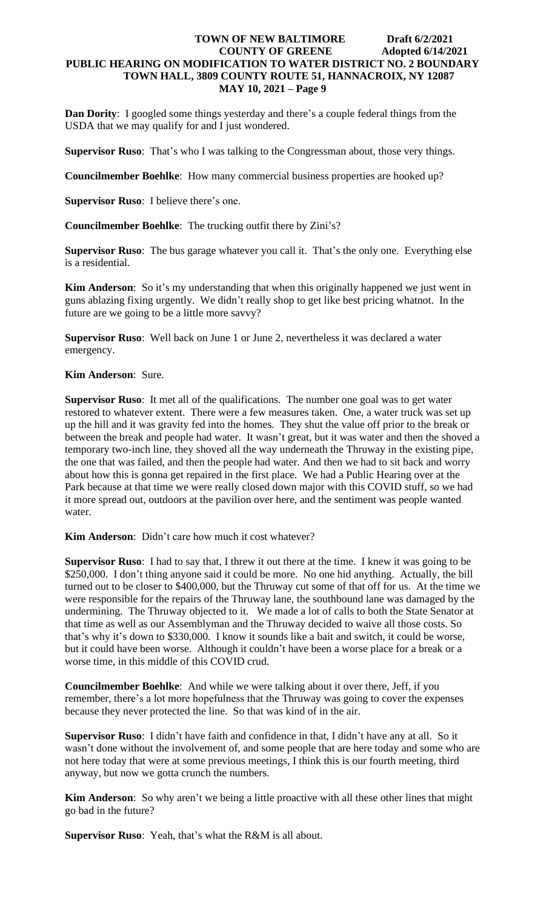**Dan Dority**: I googled some things yesterday and there's a couple federal things from the USDA that we may qualify for and I just wondered.

**Supervisor Ruso**: That's who I was talking to the Congressman about, those very things.

**Councilmember Boehlke**: How many commercial business properties are hooked up?

**Supervisor Ruso**: I believe there's one.

**Councilmember Boehlke**: The trucking outfit there by Zini's?

**Supervisor Ruso**: The bus garage whatever you call it. That's the only one. Everything else is a residential.

**Kim Anderson**: So it's my understanding that when this originally happened we just went in guns ablazing fixing urgently. We didn't really shop to get like best pricing whatnot. In the future are we going to be a little more savvy?

**Supervisor Ruso**: Well back on June 1 or June 2, nevertheless it was declared a water emergency.

**Kim Anderson**: Sure.

**Supervisor Ruso**: It met all of the qualifications. The number one goal was to get water restored to whatever extent. There were a few measures taken. One, a water truck was set up up the hill and it was gravity fed into the homes. They shut the value off prior to the break or between the break and people had water. It wasn't great, but it was water and then the shoved a temporary two-inch line, they shoved all the way underneath the Thruway in the existing pipe, the one that was failed, and then the people had water. And then we had to sit back and worry about how this is gonna get repaired in the first place. We had a Public Hearing over at the Park because at that time we were really closed down major with this COVID stuff, so we had it more spread out, outdoors at the pavilion over here, and the sentiment was people wanted water.

**Kim Anderson**: Didn't care how much it cost whatever?

**Supervisor Ruso**: I had to say that, I threw it out there at the time. I knew it was going to be \$250,000. I don't thing anyone said it could be more. No one hid anything. Actually, the bill turned out to be closer to \$400,000, but the Thruway cut some of that off for us. At the time we were responsible for the repairs of the Thruway lane, the southbound lane was damaged by the undermining. The Thruway objected to it. We made a lot of calls to both the State Senator at that time as well as our Assemblyman and the Thruway decided to waive all those costs. So that's why it's down to \$330,000. I know it sounds like a bait and switch, it could be worse, but it could have been worse. Although it couldn't have been a worse place for a break or a worse time, in this middle of this COVID crud.

**Councilmember Boehlke**: And while we were talking about it over there, Jeff, if you remember, there's a lot more hopefulness that the Thruway was going to cover the expenses because they never protected the line. So that was kind of in the air.

**Supervisor Ruso**: I didn't have faith and confidence in that, I didn't have any at all. So it wasn't done without the involvement of, and some people that are here today and some who are not here today that were at some previous meetings, I think this is our fourth meeting, third anyway, but now we gotta crunch the numbers.

**Kim Anderson**: So why aren't we being a little proactive with all these other lines that might go bad in the future?

**Supervisor Ruso**: Yeah, that's what the R&M is all about.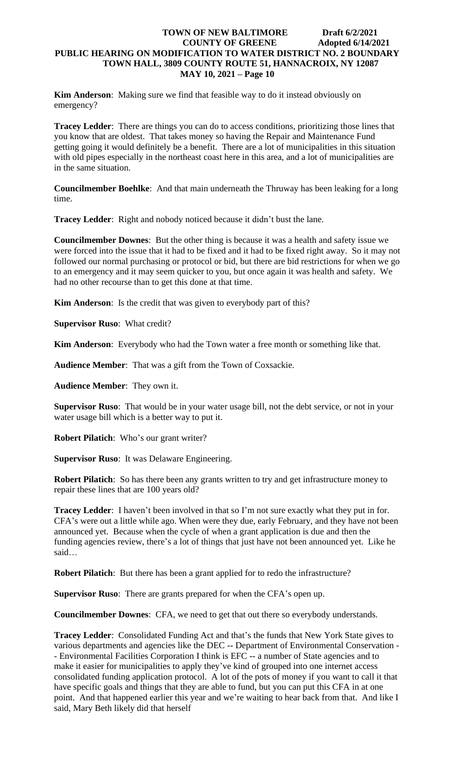**Kim Anderson**: Making sure we find that feasible way to do it instead obviously on emergency?

**Tracey Ledder**: There are things you can do to access conditions, prioritizing those lines that you know that are oldest. That takes money so having the Repair and Maintenance Fund getting going it would definitely be a benefit. There are a lot of municipalities in this situation with old pipes especially in the northeast coast here in this area, and a lot of municipalities are in the same situation.

**Councilmember Boehlke**: And that main underneath the Thruway has been leaking for a long time.

**Tracey Ledder**: Right and nobody noticed because it didn't bust the lane.

**Councilmember Downes**: But the other thing is because it was a health and safety issue we were forced into the issue that it had to be fixed and it had to be fixed right away. So it may not followed our normal purchasing or protocol or bid, but there are bid restrictions for when we go to an emergency and it may seem quicker to you, but once again it was health and safety. We had no other recourse than to get this done at that time.

**Kim Anderson**: Is the credit that was given to everybody part of this?

**Supervisor Ruso**: What credit?

**Kim Anderson**: Everybody who had the Town water a free month or something like that.

**Audience Member**: That was a gift from the Town of Coxsackie.

**Audience Member**: They own it.

**Supervisor Ruso**: That would be in your water usage bill, not the debt service, or not in your water usage bill which is a better way to put it.

**Robert Pilatich**: Who's our grant writer?

**Supervisor Ruso**: It was Delaware Engineering.

**Robert Pilatich**: So has there been any grants written to try and get infrastructure money to repair these lines that are 100 years old?

**Tracey Ledder**: I haven't been involved in that so I'm not sure exactly what they put in for. CFA's were out a little while ago. When were they due, early February, and they have not been announced yet. Because when the cycle of when a grant application is due and then the funding agencies review, there's a lot of things that just have not been announced yet. Like he said…

**Robert Pilatich**: But there has been a grant applied for to redo the infrastructure?

**Supervisor Ruso**: There are grants prepared for when the CFA's open up.

**Councilmember Downes**: CFA, we need to get that out there so everybody understands.

**Tracey Ledder**: Consolidated Funding Act and that's the funds that New York State gives to various departments and agencies like the DEC -- Department of Environmental Conservation -- Environmental Facilities Corporation I think is EFC -- a number of State agencies and to make it easier for municipalities to apply they've kind of grouped into one internet access consolidated funding application protocol. A lot of the pots of money if you want to call it that have specific goals and things that they are able to fund, but you can put this CFA in at one point. And that happened earlier this year and we're waiting to hear back from that. And like I said, Mary Beth likely did that herself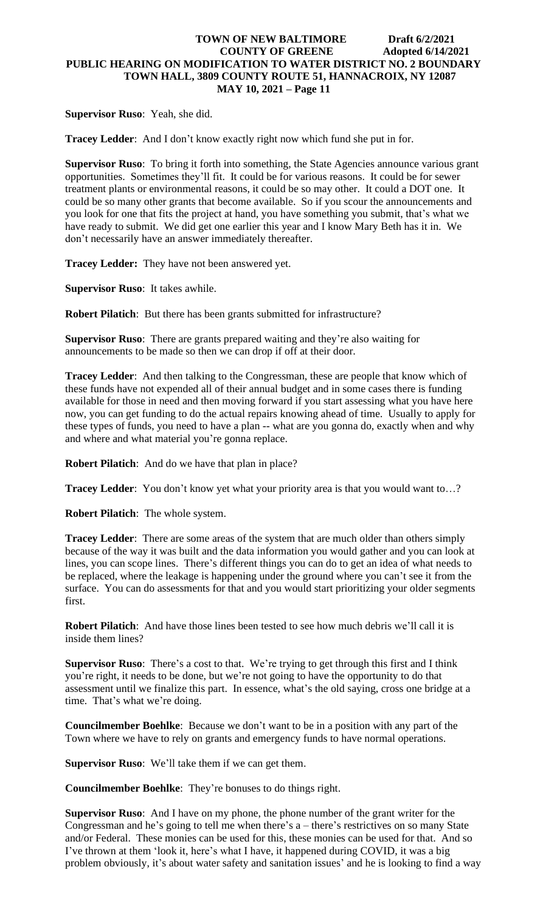**Supervisor Ruso**: Yeah, she did.

**Tracey Ledder**: And I don't know exactly right now which fund she put in for.

**Supervisor Ruso**: To bring it forth into something, the State Agencies announce various grant opportunities. Sometimes they'll fit. It could be for various reasons. It could be for sewer treatment plants or environmental reasons, it could be so may other. It could a DOT one. It could be so many other grants that become available. So if you scour the announcements and you look for one that fits the project at hand, you have something you submit, that's what we have ready to submit. We did get one earlier this year and I know Mary Beth has it in. We don't necessarily have an answer immediately thereafter.

**Tracey Ledder:** They have not been answered yet.

**Supervisor Ruso**: It takes awhile.

**Robert Pilatich**: But there has been grants submitted for infrastructure?

**Supervisor Ruso**: There are grants prepared waiting and they're also waiting for announcements to be made so then we can drop if off at their door.

**Tracey Ledder**: And then talking to the Congressman, these are people that know which of these funds have not expended all of their annual budget and in some cases there is funding available for those in need and then moving forward if you start assessing what you have here now, you can get funding to do the actual repairs knowing ahead of time. Usually to apply for these types of funds, you need to have a plan -- what are you gonna do, exactly when and why and where and what material you're gonna replace.

**Robert Pilatich**: And do we have that plan in place?

**Tracey Ledder**: You don't know yet what your priority area is that you would want to…?

**Robert Pilatich**: The whole system.

**Tracey Ledder**: There are some areas of the system that are much older than others simply because of the way it was built and the data information you would gather and you can look at lines, you can scope lines. There's different things you can do to get an idea of what needs to be replaced, where the leakage is happening under the ground where you can't see it from the surface. You can do assessments for that and you would start prioritizing your older segments first.

**Robert Pilatich**: And have those lines been tested to see how much debris we'll call it is inside them lines?

**Supervisor Ruso**: There's a cost to that. We're trying to get through this first and I think you're right, it needs to be done, but we're not going to have the opportunity to do that assessment until we finalize this part. In essence, what's the old saying, cross one bridge at a time. That's what we're doing.

**Councilmember Boehlke**: Because we don't want to be in a position with any part of the Town where we have to rely on grants and emergency funds to have normal operations.

**Supervisor Ruso**: We'll take them if we can get them.

**Councilmember Boehlke**: They're bonuses to do things right.

**Supervisor Ruso**: And I have on my phone, the phone number of the grant writer for the Congressman and he's going to tell me when there's a – there's restrictives on so many State and/or Federal. These monies can be used for this, these monies can be used for that. And so I've thrown at them 'look it, here's what I have, it happened during COVID, it was a big problem obviously, it's about water safety and sanitation issues' and he is looking to find a way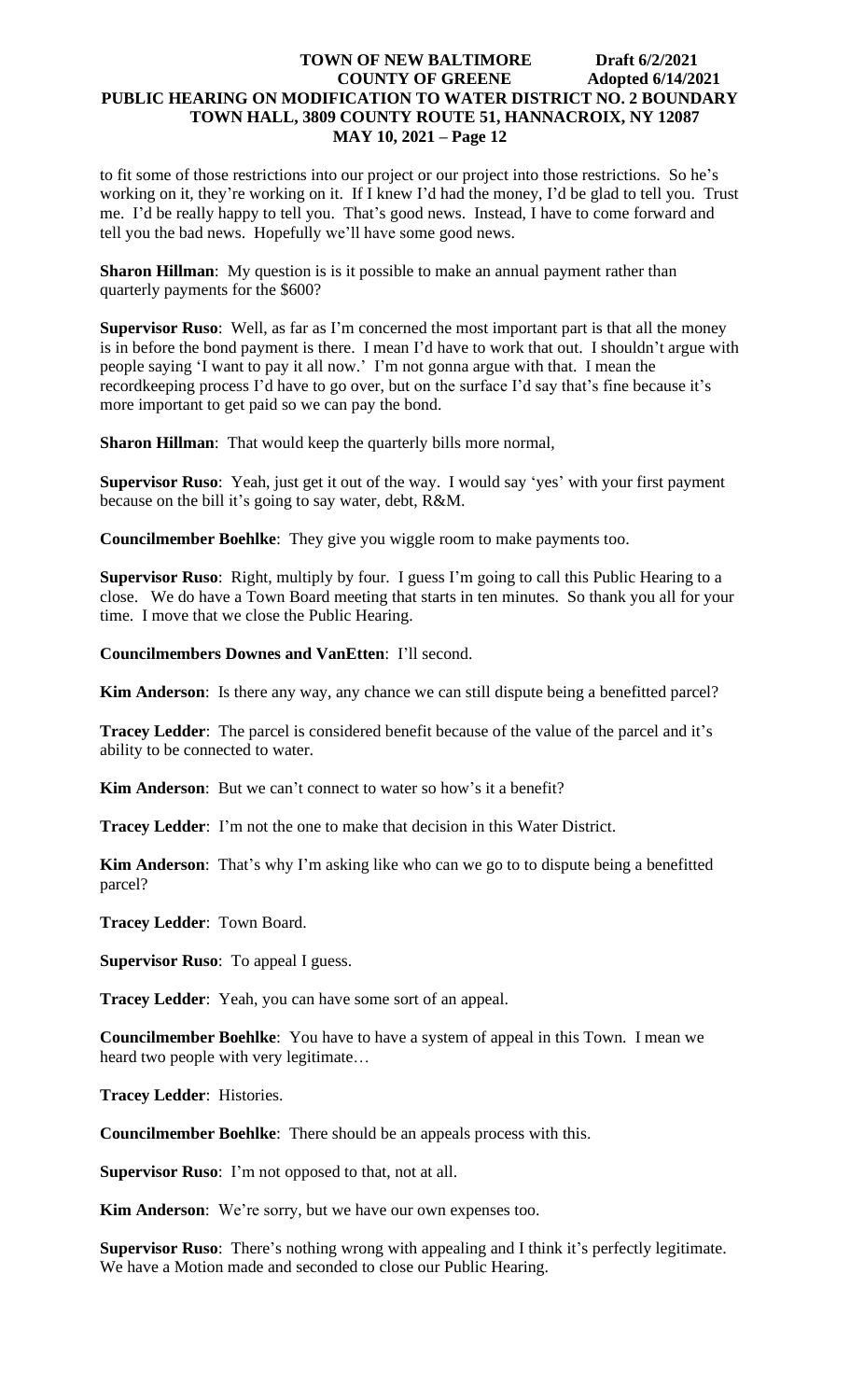to fit some of those restrictions into our project or our project into those restrictions. So he's working on it, they're working on it. If I knew I'd had the money, I'd be glad to tell you. Trust me. I'd be really happy to tell you. That's good news. Instead, I have to come forward and tell you the bad news. Hopefully we'll have some good news.

**Sharon Hillman**: My question is is it possible to make an annual payment rather than quarterly payments for the $600?

**Supervisor Ruso**: Well, as far as I'm concerned the most important part is that all the money is in before the bond payment is there. I mean I'd have to work that out. I shouldn't argue with people saying 'I want to pay it all now.' I'm not gonna argue with that. I mean the recordkeeping process I'd have to go over, but on the surface I'd say that's fine because it's more important to get paid so we can pay the bond.

**Sharon Hillman**: That would keep the quarterly bills more normal,

**Supervisor Ruso**: Yeah, just get it out of the way. I would say 'yes' with your first payment because on the bill it's going to say water, debt, R&M.

**Councilmember Boehlke**: They give you wiggle room to make payments too.

**Supervisor Ruso**: Right, multiply by four. I guess I'm going to call this Public Hearing to a close. We do have a Town Board meeting that starts in ten minutes. So thank you all for your time. I move that we close the Public Hearing.

**Councilmembers Downes and VanEtten**: I'll second.

**Kim Anderson**: Is there any way, any chance we can still dispute being a benefitted parcel?

**Tracey Ledder**: The parcel is considered benefit because of the value of the parcel and it's ability to be connected to water.

**Kim Anderson**: But we can't connect to water so how's it a benefit?

**Tracey Ledder**: I'm not the one to make that decision in this Water District.

**Kim Anderson**: That's why I'm asking like who can we go to to dispute being a benefitted parcel?

**Tracey Ledder**: Town Board.

**Supervisor Ruso**: To appeal I guess.

**Tracey Ledder**: Yeah, you can have some sort of an appeal.

**Councilmember Boehlke**: You have to have a system of appeal in this Town. I mean we heard two people with very legitimate…

**Tracey Ledder**: Histories.

**Councilmember Boehlke**: There should be an appeals process with this.

**Supervisor Ruso**: I'm not opposed to that, not at all.

**Kim Anderson**: We're sorry, but we have our own expenses too.

**Supervisor Ruso**: There's nothing wrong with appealing and I think it's perfectly legitimate. We have a Motion made and seconded to close our Public Hearing.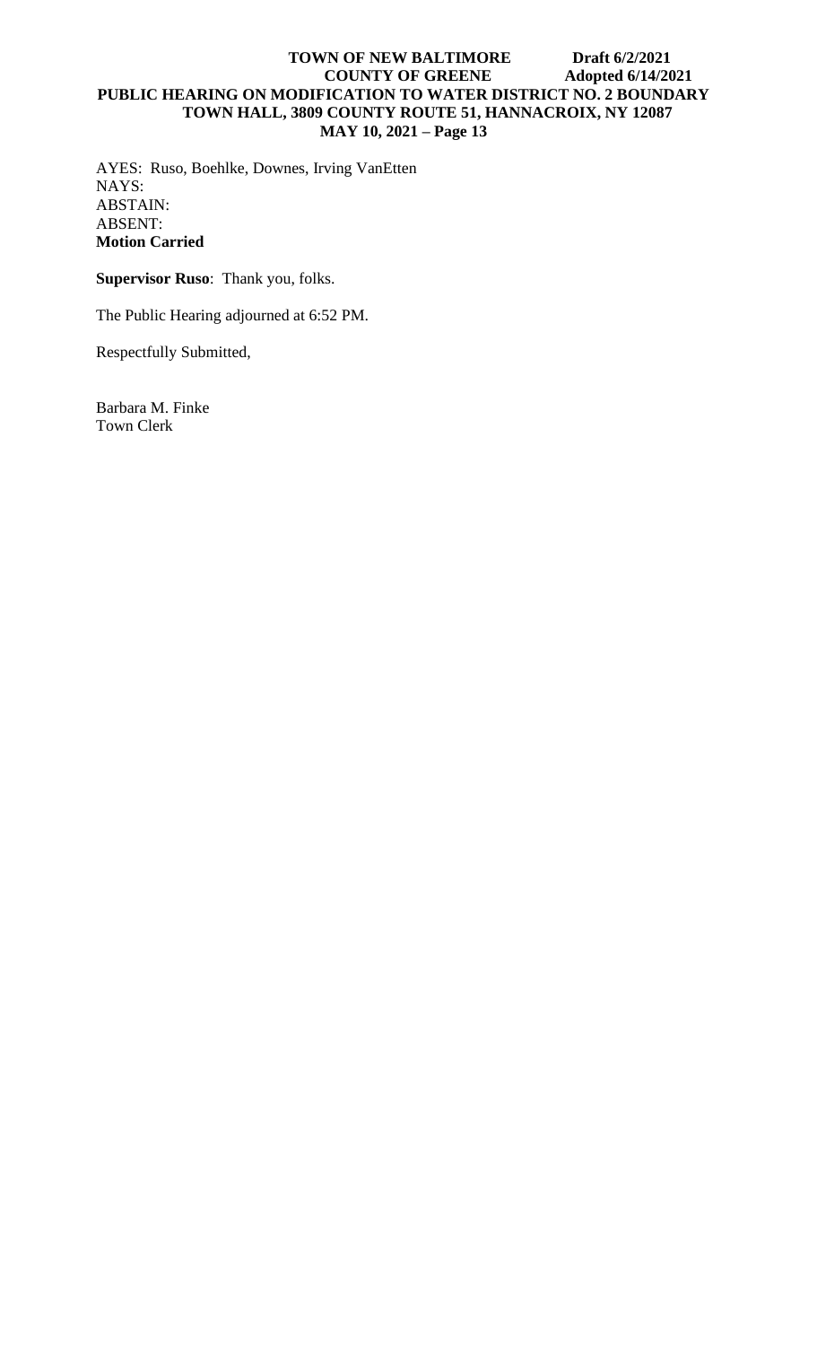AYES: Ruso, Boehlke, Downes, Irving VanEtten
NAYS:
ABSTAIN:
ABSENT:
**Motion Carried**

**Supervisor Ruso**: Thank you, folks.

The Public Hearing adjourned at 6:52 PM.

Respectfully Submitted,

Barbara M. Finke
Town Clerk